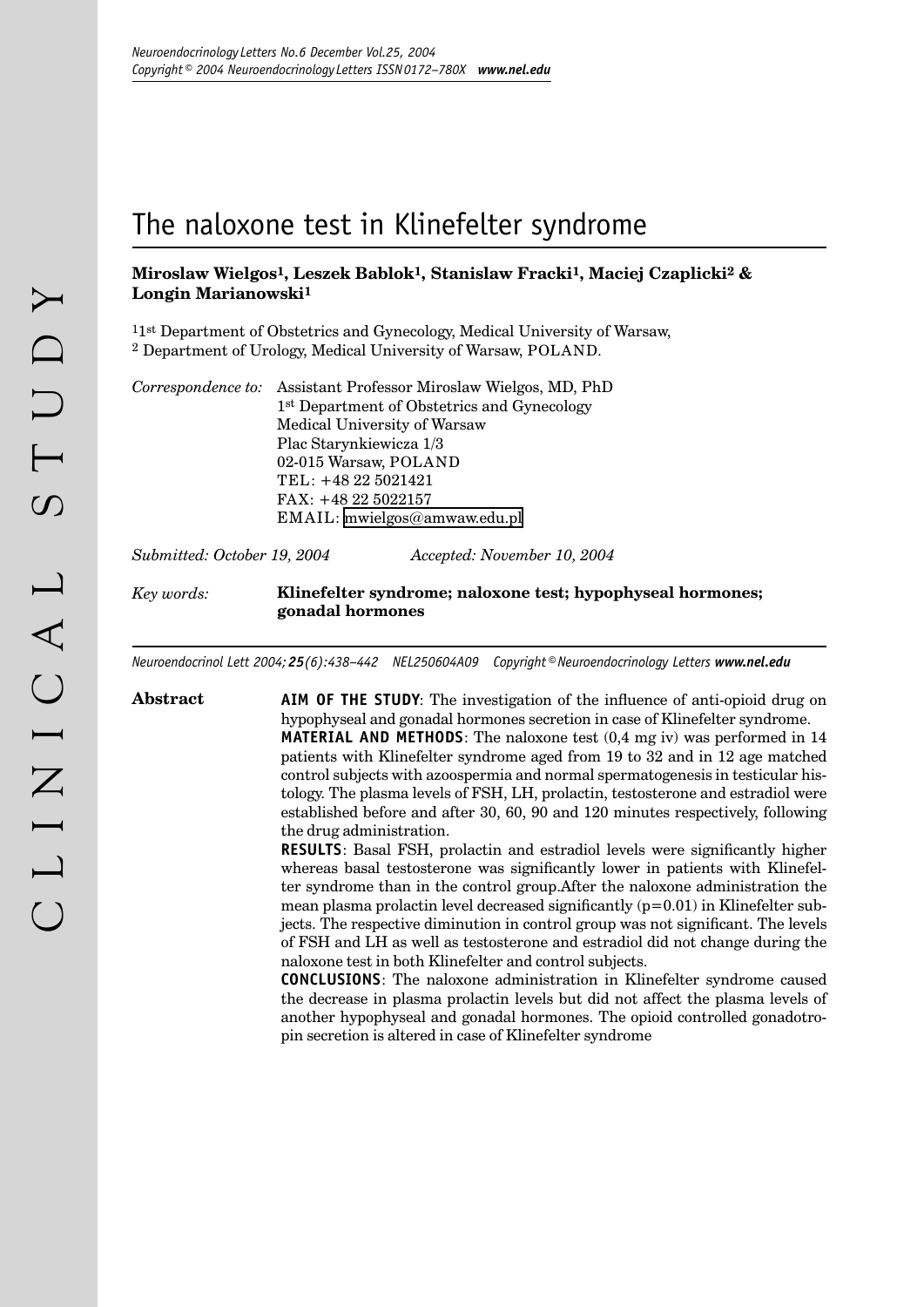# The naloxone test in Klinefelter syndrome

**Miroslaw Wielgos[1], Leszek Bablok[1], Stanislaw Fracki[1], Maciej Czaplicki[2] & Longin Marianowski[1]**

[1] 1st Department of Obstetrics and Gynecology, Medical University of Warsaw,
[2] Department of Urology, Medical University of Warsaw, POLAND.

*Correspondence to:* Assistant Professor Miroslaw Wielgos, MD, PhD
1st Department of Obstetrics and Gynecology
Medical University of Warsaw
Plac Starynkiewicza 1/3
02-015 Warsaw, POLAND
TEL: +48 22 5021421
FAX: +48 22 5022157
EMAIL: mwielgos@amwaw.edu.pl

*Submitted: October 19, 2004* *Accepted: November 10, 2004*

*Key words:* **Klinefelter syndrome; naloxone test; hypophyseal hormones; gonadal hormones**

*Neuroendocrinol Lett 2004;* ***25****(6):438–442 NEL250604A09 Copyright © Neuroendocrinology Letters* ***www.nel.edu***

**Abstract**

**AIM OF THE STUDY**: The investigation of the influence of anti-opioid drug on hypophyseal and gonadal hormones secretion in case of Klinefelter syndrome.

**MATERIAL AND METHODS**: The naloxone test (0,4 mg iv) was performed in 14 patients with Klinefelter syndrome aged from 19 to 32 and in 12 age matched control subjects with azoospermia and normal spermatogenesis in testicular histology. The plasma levels of FSH, LH, prolactin, testosterone and estradiol were established before and after 30, 60, 90 and 120 minutes respectively, following the drug administration.

**RESULTS**: Basal FSH, prolactin and estradiol levels were significantly higher whereas basal testosterone was significantly lower in patients with Klinefelter syndrome than in the control group.After the naloxone administration the mean plasma prolactin level decreased significantly ($p=0.01$) in Klinefelter subjects. The respective diminution in control group was not significant. The levels of FSH and LH as well as testosterone and estradiol did not change during the naloxone test in both Klinefelter and control subjects.

**CONCLUSIONS**: The naloxone administration in Klinefelter syndrome caused the decrease in plasma prolactin levels but did not affect the plasma levels of another hypophyseal and gonadal hormones. The opioid controlled gonadotropin secretion is altered in case of Klinefelter syndrome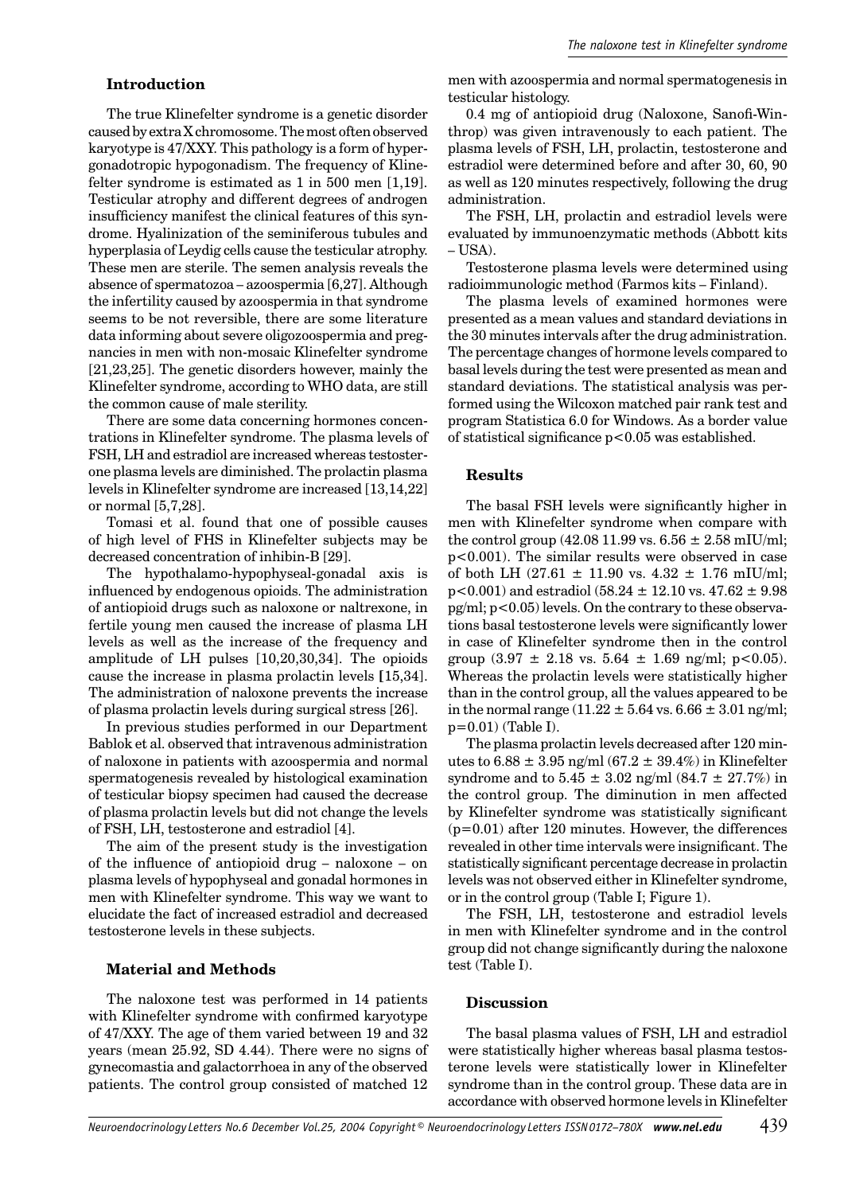## Introduction

The true Klinefelter syndrome is a genetic disorder caused by extra X chromosome. The most often observed karyotype is 47/XXY. This pathology is a form of hypergonadotropic hypogonadism. The frequency of Klinefelter syndrome is estimated as 1 in 500 men [1,19]. Testicular atrophy and different degrees of androgen insufficiency manifest the clinical features of this syndrome. Hyalinization of the seminiferous tubules and hyperplasia of Leydig cells cause the testicular atrophy. These men are sterile. The semen analysis reveals the absence of spermatozoa – azoospermia [6,27]. Although the infertility caused by azoospermia in that syndrome seems to be not reversible, there are some literature data informing about severe oligozoospermia and pregnancies in men with non-mosaic Klinefelter syndrome [21,23,25]. The genetic disorders however, mainly the Klinefelter syndrome, according to WHO data, are still the common cause of male sterility.

There are some data concerning hormones concentrations in Klinefelter syndrome. The plasma levels of FSH, LH and estradiol are increased whereas testosterone plasma levels are diminished. The prolactin plasma levels in Klinefelter syndrome are increased [13,14,22] or normal [5,7,28].

Tomasi et al. found that one of possible causes of high level of FHS in Klinefelter subjects may be decreased concentration of inhibin-B [29].

The hypothalamo-hypophyseal-gonadal axis is influenced by endogenous opioids. The administration of antiopioid drugs such as naloxone or naltrexone, in fertile young men caused the increase of plasma LH levels as well as the increase of the frequency and amplitude of LH pulses [10,20,30,34]. The opioids cause the increase in plasma prolactin levels [15,34]. The administration of naloxone prevents the increase of plasma prolactin levels during surgical stress [26].

In previous studies performed in our Department Bablok et al. observed that intravenous administration of naloxone in patients with azoospermia and normal spermatogenesis revealed by histological examination of testicular biopsy specimen had caused the decrease of plasma prolactin levels but did not change the levels of FSH, LH, testosterone and estradiol [4].

The aim of the present study is the investigation of the influence of antiopioid drug – naloxone – on plasma levels of hypophyseal and gonadal hormones in men with Klinefelter syndrome. This way we want to elucidate the fact of increased estradiol and decreased testosterone levels in these subjects.

## Material and Methods

The naloxone test was performed in 14 patients with Klinefelter syndrome with confirmed karyotype of 47/XXY. The age of them varied between 19 and 32 years (mean 25.92, SD 4.44). There were no signs of gynecomastia and galactorrhoea in any of the observed patients. The control group consisted of matched 12 men with azoospermia and normal spermatogenesis in testicular histology.

0.4 mg of antiopioid drug (Naloxone, Sanofi-Winthrop) was given intravenously to each patient. The plasma levels of FSH, LH, prolactin, testosterone and estradiol were determined before and after 30, 60, 90 as well as 120 minutes respectively, following the drug administration.

The FSH, LH, prolactin and estradiol levels were evaluated by immunoenzymatic methods (Abbott kits – USA).

Testosterone plasma levels were determined using radioimmunologic method (Farmos kits – Finland).

The plasma levels of examined hormones were presented as a mean values and standard deviations in the 30 minutes intervals after the drug administration. The percentage changes of hormone levels compared to basal levels during the test were presented as mean and standard deviations. The statistical analysis was performed using the Wilcoxon matched pair rank test and program Statistica 6.0 for Windows. As a border value of statistical significance $p<0.05$ was established.

## Results

The basal FSH levels were significantly higher in men with Klinefelter syndrome when compare with the control group (42.08 11.99 vs. 6.56 ± 2.58 mIU/ml; $p<0.001$). The similar results were observed in case of both LH (27.61 ± 11.90 vs. 4.32 ± 1.76 mIU/ml; $p<0.001$) and estradiol (58.24 ± 12.10 vs. 47.62 ± 9.98 pg/ml; $p<0.05$) levels. On the contrary to these observations basal testosterone levels were significantly lower in case of Klinefelter syndrome then in the control group (3.97 ± 2.18 vs. 5.64 ± 1.69 ng/ml; $p<0.05$). Whereas the prolactin levels were statistically higher than in the control group, all the values appeared to be in the normal range (11.22 ± 5.64 vs. 6.66 ± 3.01 ng/ml; $p=0.01$) (Table I).

The plasma prolactin levels decreased after 120 minutes to 6.88 ± 3.95 ng/ml (67.2 ± 39.4%) in Klinefelter syndrome and to 5.45 ± 3.02 ng/ml (84.7 ± 27.7%) in the control group. The diminution in men affected by Klinefelter syndrome was statistically significant ($p=0.01$) after 120 minutes. However, the differences revealed in other time intervals were insignificant. The statistically significant percentage decrease in prolactin levels was not observed either in Klinefelter syndrome, or in the control group (Table I; Figure 1).

The FSH, LH, testosterone and estradiol levels in men with Klinefelter syndrome and in the control group did not change significantly during the naloxone test (Table I).

## Discussion

The basal plasma values of FSH, LH and estradiol were statistically higher whereas basal plasma testosterone levels were statistically lower in Klinefelter syndrome than in the control group. These data are in accordance with observed hormone levels in Klinefelter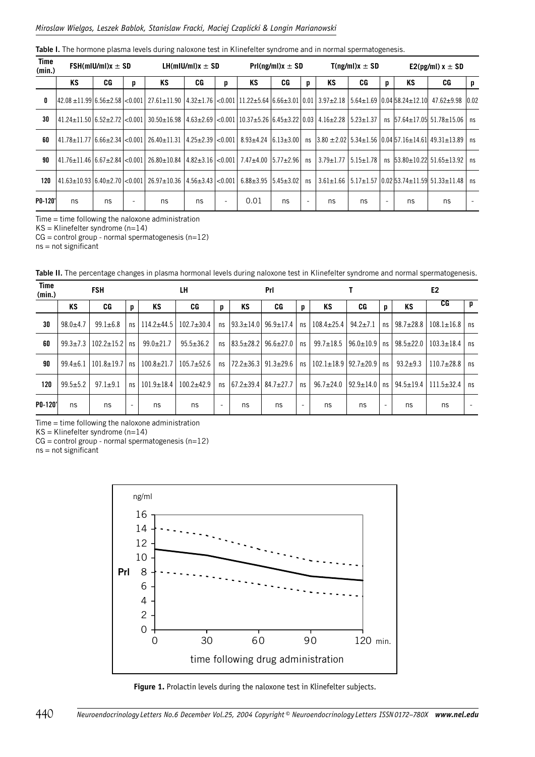**Table I.** The hormone plasma levels during naloxone test in Klinefelter syndrome and in normal spermatogenesis.

| Time (min.) | FSH(mIU/ml)x ± SD | | | LH(mIU/ml)x ± SD | | | Prl(ng/ml)x ± SD | | | T(ng/ml)x ± SD | | | E2(pg/ml) x ± SD | | |
|---|---|---|---|---|---|---|---|---|---|---|---|---|---|---|---|
| | KS | CG | p | KS | CG | p | KS | CG | p | KS | CG | p | KS | CG | p |
| 0 | 42.08 ±11.99 | 6.56±2.58 | <0.001 | 27.61±11.90 | 4.32±1.76 | <0.001 | 11.22±5.64 | 6.66±3.01 | 0.01 | 3.97±2.18 | 5.64±1.69 | 0.04 | 58.24±12.10 | 47.62±9.98 | 0.02 |
| 30 | 41.24±11.50 | 6.52±2.72 | <0.001 | 30.50±16.98 | 4.63±2.69 | <0.001 | 10.37±5.26 | 6.45±3.22 | 0.03 | 4.16±2.28 | 5.23±1.37 | ns | 57.64±17.05 | 51.78±15.06 | ns |
| 60 | 41.78±11.77 | 6.66±2.34 | <0.001 | 26.40±11.31 | 4.25±2.39 | <0.001 | 8.93±4.24 | 6.13±3.00 | ns | 3.80 ±2.02 | 5.34±1.56 | 0.04 | 57.16±14.61 | 49.31±13.89 | ns |
| 90 | 41.76±11.46 | 6.67±2.84 | <0.001 | 26.80±10.84 | 4.82±3.16 | <0.001 | 7.47±4.00 | 5.77±2.96 | ns | 3.79±1.77 | 5.15±1.78 | ns | 53.80±10.22 | 51.65±13.92 | ns |
| 120 | 41.63±10.93 | 6.40±2.70 | <0.001 | 26.97±10.36 | 4.56±3.43 | <0.001 | 6.88±3.95 | 5.45±3.02 | ns | 3.61±1.66 | 5.17±1.57 | 0.02 | 53.74±11.59 | 51.33±11.48 | ns |
| P0-120' | ns | ns | - | ns | ns | - | 0.01 | ns | - | ns | ns | - | ns | ns | - |

Time = time following the naloxone administration
KS = Klinefelter syndrome (n=14)
CG = control group - normal spermatogenesis (n=12)
ns = not significant

**Table II.** The percentage changes in plasma hormonal levels during naloxone test in Klinefelter syndrome and normal spermatogenesis.

| Time (min.) | FSH | | | LH | | | Prl | | | T | | | E2 | | |
|---|---|---|---|---|---|---|---|---|---|---|---|---|---|---|---|
| | KS | CG | p | KS | CG | p | KS | CG | p | KS | CG | p | KS | CG | p |
| 30 | 98.0±4.7 | 99.1±6.8 | ns | 114.2±44.5 | 102.7±30.4 | ns | 93.3±14.0 | 96.9±17.4 | ns | 108.4±25.4 | 94.2±7.1 | ns | 98.7±28.8 | 108.1±16.8 | ns |
| 60 | 99.3±7.3 | 102.2±15.2 | ns | 99.0±21.7 | 95.5±36.2 | ns | 83.5±28.2 | 96.6±27.0 | ns | 99.7±18.5 | 96.0±10.9 | ns | 98.5±22.0 | 103.3±18.4 | ns |
| 90 | 99.4±6.1 | 101.8±19.7 | ns | 100.8±21.7 | 105.7±52.6 | ns | 72.2±36.3 | 91.3±29.6 | ns | 102.1±18.9 | 92.7±20.9 | ns | 93.2±9.3 | 110.7±28.8 | ns |
| 120 | 99.5±5.2 | 97.1±9.1 | ns | 101.9±18.4 | 100.2±42.9 | ns | 67.2±39.4 | 84.7±27.7 | ns | 96.7±24.0 | 92.9±14.0 | ns | 94.5±19.4 | 111.5±32.4 | ns |
| P0-120' | ns | ns | - | ns | ns | - | ns | ns | - | ns | ns | - | ns | ns | - |

Time = time following the naloxone administration
KS = Klinefelter syndrome (n=14)
CG = control group - normal spermatogenesis (n=12)
ns = not significant

**Figure 1.** Prolactin levels during the naloxone test in Klinefelter subjects.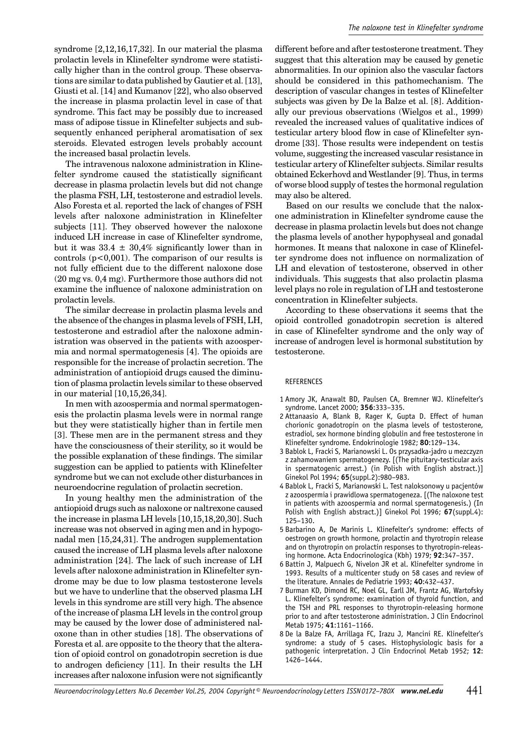syndrome [2,12,16,17,32]. In our material the plasma prolactin levels in Klinefelter syndrome were statistically higher than in the control group. These observations are similar to data published by Gautier et al. [13], Giusti et al. [14] and Kumanov [22], who also observed the increase in plasma prolactin level in case of that syndrome. This fact may be possibly due to increased mass of adipose tissue in Klinefelter subjects and subsequently enhanced peripheral aromatisation of sex steroids. Elevated estrogen levels probably account the increased basal prolactin levels.

The intravenous naloxone administration in Klinefelter syndrome caused the statistically significant decrease in plasma prolactin levels but did not change the plasma FSH, LH, testosterone and estradiol levels. Also Foresta et al. reported the lack of changes of FSH levels after naloxone administration in Klinefelter subjects [11]. They observed however the naloxone induced LH increase in case of Klinefelter syndrome, but it was $33.4 \pm 30{,}4\%$ significantly lower than in controls ($p<0{,}001$). The comparison of our results is not fully efficient due to the different naloxone dose (20 mg vs. 0,4 mg). Furthermore those authors did not examine the influence of naloxone administration on prolactin levels.

The similar decrease in prolactin plasma levels and the absence of the changes in plasma levels of FSH, LH, testosterone and estradiol after the naloxone administration was observed in the patients with azoospermia and normal spermatogenesis [4]. The opioids are responsible for the increase of prolactin secretion. The administration of antiopioid drugs caused the diminution of plasma prolactin levels similar to these observed in our material [10,15,26,34].

In men with azoospermia and normal spermatogenesis the prolactin plasma levels were in normal range but they were statistically higher than in fertile men [3]. These men are in the permanent stress and they have the consciousness of their sterility, so it would be the possible explanation of these findings. The similar suggestion can be applied to patients with Klinefelter syndrome but we can not exclude other disturbances in neuroendocrine regulation of prolactin secretion.

In young healthy men the administration of the antiopioid drugs such as naloxone or naltrexone caused the increase in plasma LH levels [10,15,18,20,30]. Such increase was not observed in aging men and in hypogonadal men [15,24,31]. The androgen supplementation caused the increase of LH plasma levels after naloxone administration [24]. The lack of such increase of LH levels after naloxone administration in Klinefelter syndrome may be due to low plasma testosterone levels but we have to underline that the observed plasma LH levels in this syndrome are still very high. The absence of the increase of plasma LH levels in the control group may be caused by the lower dose of administered naloxone than in other studies [18]. The observations of Foresta et al. are opposite to the theory that the alteration of opioid control on gonadotropin secretion is due to androgen deficiency [11]. In their results the LH increases after naloxone infusion were not significantly different before and after testosterone treatment. They suggest that this alteration may be caused by genetic abnormalities. In our opinion also the vascular factors should be considered in this pathomechanism. The description of vascular changes in testes of Klinefelter subjects was given by De la Balze et al. [8]. Additionally our previous observations (Wielgos et al., 1999) revealed the increased values of qualitative indices of testicular artery blood flow in case of Klinefelter syndrome [33]. Those results were independent on testis volume, suggesting the increased vascular resistance in testicular artery of Klinefelter subjects. Similar results obtained Eckerhovd and Westlander [9]. Thus, in terms of worse blood supply of testes the hormonal regulation may also be altered.

Based on our results we conclude that the naloxone administration in Klinefelter syndrome cause the decrease in plasma prolactin levels but does not change the plasma levels of another hypophyseal and gonadal hormones. It means that naloxone in case of Klinefelter syndrome does not influence on normalization of LH and elevation of testosterone, observed in other individuals. This suggests that also prolactin plasma level plays no role in regulation of LH and testosterone concentration in Klinefelter subjects.

According to these observations it seems that the opioid controlled gonadotropin secretion is altered in case of Klinefelter syndrome and the only way of increase of androgen level is hormonal substitution by testosterone.

## REFERENCES

1 Amory JK, Anawalt BD, Paulsen CA, Bremner WJ. Klinefelter's syndrome. Lancet 2000; **356**:333–335.

2 Attanaasio A, Blank B, Rager K, Gupta D. Effect of human chorionic gonadotropin on the plasma levels of testosterone, estradiol, sex hormone binding globulin and free testosterone in Klinefelter syndrome. Endokrinologie 1982; **80**:129–134.

3 Bablok L, Fracki S, Marianowski L. Os przysadka-jadro u mezczyzn z zahamowaniem spermatogenezy. [(The pituitary-testicular axis in spermatogenic arrest.) (in Polish with English abstract.)] Ginekol Pol 1994; **65**(suppl.2):980–983.

4 Bablok L, Fracki S, Marianowski L. Test naloksonowy u pacjentów z azoospermia i prawidlowa spermatogeneza. [(The naloxone test in patients with azoospermia and normal spermatogenesis.) (In Polish with English abstract.)] Ginekol Pol 1996; **67**(suppl.4): 125–130.

5 Barbarino A, De Marinis L. Klinefelter's syndrome: effects of oestrogen on growth hormone, prolactin and thyrotropin release and on thyrotropin on prolactin responses to thyrotropin-releasing hormone. Acta Endocrinologica (Kbh) 1979; **92**:347–357.

6 Battin J, Malpuech G, Nivelon JR et al. Klinefelter syndrome in 1993. Results of a multicenter study on 58 cases and review of the literature. Annales de Pediatrie 1993; **40**:432–437.

7 Burman KD, Dimond RC, Noel GL, Earll JM, Frantz AG, Wartofsky L. Klinefelter's syndrome: examination of thyroid function, and the TSH and PRL responses to thyrotropin-releasing hormone prior to and after testosterone administration. J Clin Endocrinol Metab 1975; **41**:1161–1166.

8 De la Balze FA, Arrillaga FC, Irazu J, Mancini RE. Klinefelter's syndrome: a study of 5 cases. Histophysiologic basis for a pathogenic interpretation. J Clin Endocrinol Metab 1952; **12**: 1426–1444.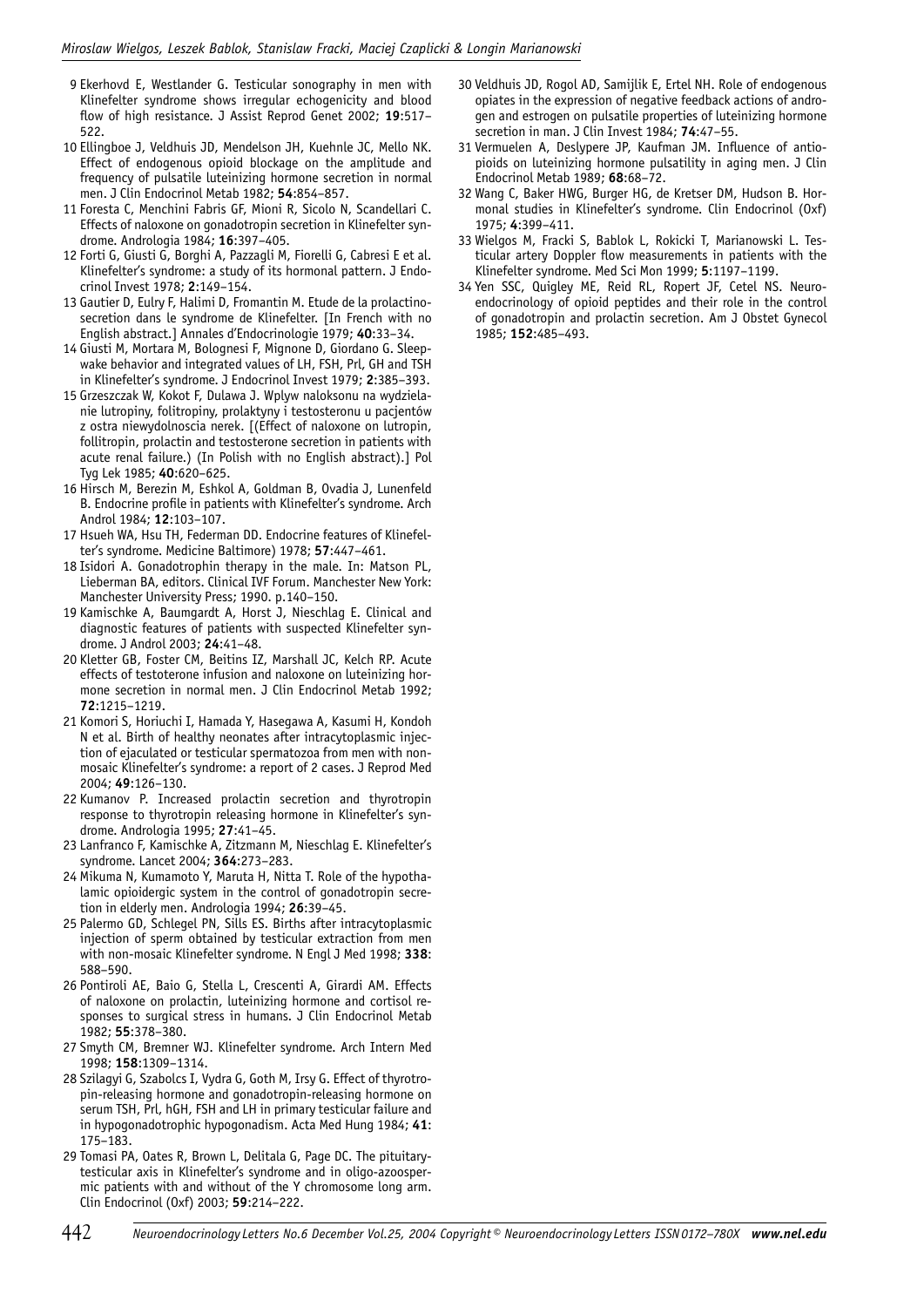9 Ekerhovd E, Westlander G. Testicular sonography in men with Klinefelter syndrome shows irregular echogenicity and blood flow of high resistance. J Assist Reprod Genet 2002; **19**:517–522.

10 Ellingboe J, Veldhuis JD, Mendelson JH, Kuehnle JC, Mello NK. Effect of endogenous opioid blockage on the amplitude and frequency of pulsatile luteinizing hormone secretion in normal men. J Clin Endocrinol Metab 1982; **54**:854–857.

11 Foresta C, Menchini Fabris GF, Mioni R, Sicolo N, Scandellari C. Effects of naloxone on gonadotropin secretion in Klinefelter syndrome. Andrologia 1984; **16**:397–405.

12 Forti G, Giusti G, Borghi A, Pazzagli M, Fiorelli G, Cabresi E et al. Klinefelter's syndrome: a study of its hormonal pattern. J Endocrinol Invest 1978; **2**:149–154.

13 Gautier D, Eulry F, Halimi D, Fromantin M. Etude de la prolactinosecretion dans le syndrome de Klinefelter. [In French with no English abstract.] Annales d'Endocrinologie 1979; **40**:33–34.

14 Giusti M, Mortara M, Bolognesi F, Mignone D, Giordano G. Sleep-wake behavior and integrated values of LH, FSH, Prl, GH and TSH in Klinefelter's syndrome. J Endocrinol Invest 1979; **2**:385–393.

15 Grzeszczak W, Kokot F, Dulawa J. Wplyw naloksonu na wydzielanie lutropiny, folitropiny, prolaktyny i testosteronu u pacjentów z ostra niewydolnoscia nerek. [(Effect of naloxone on lutropin, follitropin, prolactin and testosterone secretion in patients with acute renal failure.) (In Polish with no English abstract).] Pol Tyg Lek 1985; **40**:620–625.

16 Hirsch M, Berezin M, Eshkol A, Goldman B, Ovadia J, Lunenfeld B. Endocrine profile in patients with Klinefelter's syndrome. Arch Androl 1984; **12**:103–107.

17 Hsueh WA, Hsu TH, Federman DD. Endocrine features of Klinefelter's syndrome. Medicine Baltimore) 1978; **57**:447–461.

18 Isidori A. Gonadotrophin therapy in the male. In: Matson PL, Lieberman BA, editors. Clinical IVF Forum. Manchester New York: Manchester University Press; 1990. p.140–150.

19 Kamischke A, Baumgardt A, Horst J, Nieschlag E. Clinical and diagnostic features of patients with suspected Klinefelter syndrome. J Androl 2003; **24**:41–48.

20 Kletter GB, Foster CM, Beitins IZ, Marshall JC, Kelch RP. Acute effects of testoterone infusion and naloxone on luteinizing hormone secretion in normal men. J Clin Endocrinol Metab 1992; **72**:1215–1219.

21 Komori S, Horiuchi I, Hamada Y, Hasegawa A, Kasumi H, Kondoh N et al. Birth of healthy neonates after intracytoplasmic injection of ejaculated or testicular spermatozoa from men with nonmosaic Klinefelter's syndrome: a report of 2 cases. J Reprod Med 2004; **49**:126–130.

22 Kumanov P. Increased prolactin secretion and thyrotropin response to thyrotropin releasing hormone in Klinefelter's syndrome. Andrologia 1995; **27**:41–45.

23 Lanfranco F, Kamischke A, Zitzmann M, Nieschlag E. Klinefelter's syndrome. Lancet 2004; **364**:273–283.

24 Mikuma N, Kumamoto Y, Maruta H, Nitta T. Role of the hypothalamic opioidergic system in the control of gonadotropin secretion in elderly men. Andrologia 1994; **26**:39–45.

25 Palermo GD, Schlegel PN, Sills ES. Births after intracytoplasmic injection of sperm obtained by testicular extraction from men with non-mosaic Klinefelter syndrome. N Engl J Med 1998; **338**: 588–590.

26 Pontiroli AE, Baio G, Stella L, Crescenti A, Girardi AM. Effects of naloxone on prolactin, luteinizing hormone and cortisol responses to surgical stress in humans. J Clin Endocrinol Metab 1982; **55**:378–380.

27 Smyth CM, Bremner WJ. Klinefelter syndrome. Arch Intern Med 1998; **158**:1309–1314.

28 Szilagyi G, Szabolcs I, Vydra G, Goth M, Irsy G. Effect of thyrotropin-releasing hormone and gonadotropin-releasing hormone on serum TSH, Prl, hGH, FSH and LH in primary testicular failure and in hypogonadotrophic hypogonadism. Acta Med Hung 1984; **41**: 175–183.

29 Tomasi PA, Oates R, Brown L, Delitala G, Page DC. The pituitary-testicular axis in Klinefelter's syndrome and in oligo-azoospermic patients with and without of the Y chromosome long arm. Clin Endocrinol (Oxf) 2003; **59**:214–222.

30 Veldhuis JD, Rogol AD, Samijlik E, Ertel NH. Role of endogenous opiates in the expression of negative feedback actions of androgen and estrogen on pulsatile properties of luteinizing hormone secretion in man. J Clin Invest 1984; **74**:47–55.

31 Vermuelen A, Deslypere JP, Kaufman JM. Influence of antiopioids on luteinizing hormone pulsatility in aging men. J Clin Endocrinol Metab 1989; **68**:68–72.

32 Wang C, Baker HWG, Burger HG, de Kretser DM, Hudson B. Hormonal studies in Klinefelter's syndrome. Clin Endocrinol (Oxf) 1975; **4**:399–411.

33 Wielgos M, Fracki S, Bablok L, Rokicki T, Marianowski L. Testicular artery Doppler flow measurements in patients with the Klinefelter syndrome. Med Sci Mon 1999; **5**:1197–1199.

34 Yen SSC, Quigley ME, Reid RL, Ropert JF, Cetel NS. Neuroendocrinology of opioid peptides and their role in the control of gonadotropin and prolactin secretion. Am J Obstet Gynecol 1985; **152**:485–493.